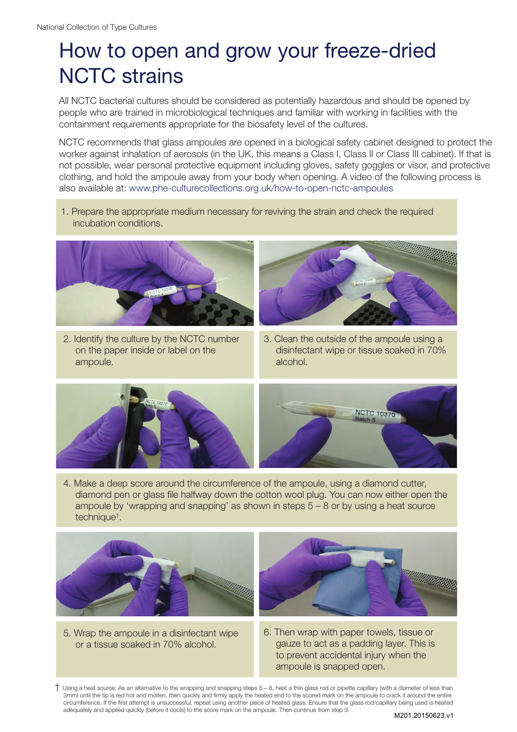# How to open and grow your freeze-dried NCTC strains

All NCTC bacterial cultures should be considered as potentially hazardous and should be opened by people who are trained in microbiological techniques and familiar with working in facilities with the containment requirements appropriate for the biosafety level of the cultures.

NCTC recommends that glass ampoules are opened in a biological safety cabinet designed to protect the worker against inhalation of aerosols (in the UK, this means a Class I, Class II or Class III cabinet). If that is not possible, wear personal protective equipment including gloves, safety goggles or visor, and protective clothing, and hold the ampoule away from your body when opening. A video of the following process is also available at: www.phe-culturecollections.org.uk/how-to-open-nctc-ampoules

1. Prepare the appropriate medium necessary for reviving the strain and check the required incubation conditions.

2. Identify the culture by the NCTC number on the paper inside or label on the ampoule.

3. Clean the outside of the ampoule using a disinfectant wipe or tissue soaked in 70% alcohol.

4. Make a deep score around the circumference of the ampoule, using a diamond cutter, diamond pen or glass file halfway down the cotton wool plug. You can now either open the ampoule by 'wrapping and snapping' as shown in steps 5 – 8 or by using a heat source technique†.

5. Wrap the ampoule in a disinfectant wipe or a tissue soaked in 70% alcohol.

6. Then wrap with paper towels, tissue or gauze to act as a padding layer. This is to prevent accidental injury when the ampoule is snapped open.

† Using a heat source: As an alternative to the wrapping and snapping steps 5 – 8, heat a thin glass rod or pipette capillary (with a diameter of less than 3mm) until the tip is red hot and molten, then quickly and firmly apply the heated end to the scored mark on the ampoule to crack it around the entire circumference. If the first attempt is unsuccessful, repeat using another piece of heated glass. Ensure that the glass rod/capillary being used is heated adequately and applied quickly (before it cools) to the score mark on the ampoule. Then continue from step 9.

M201.20150623.v1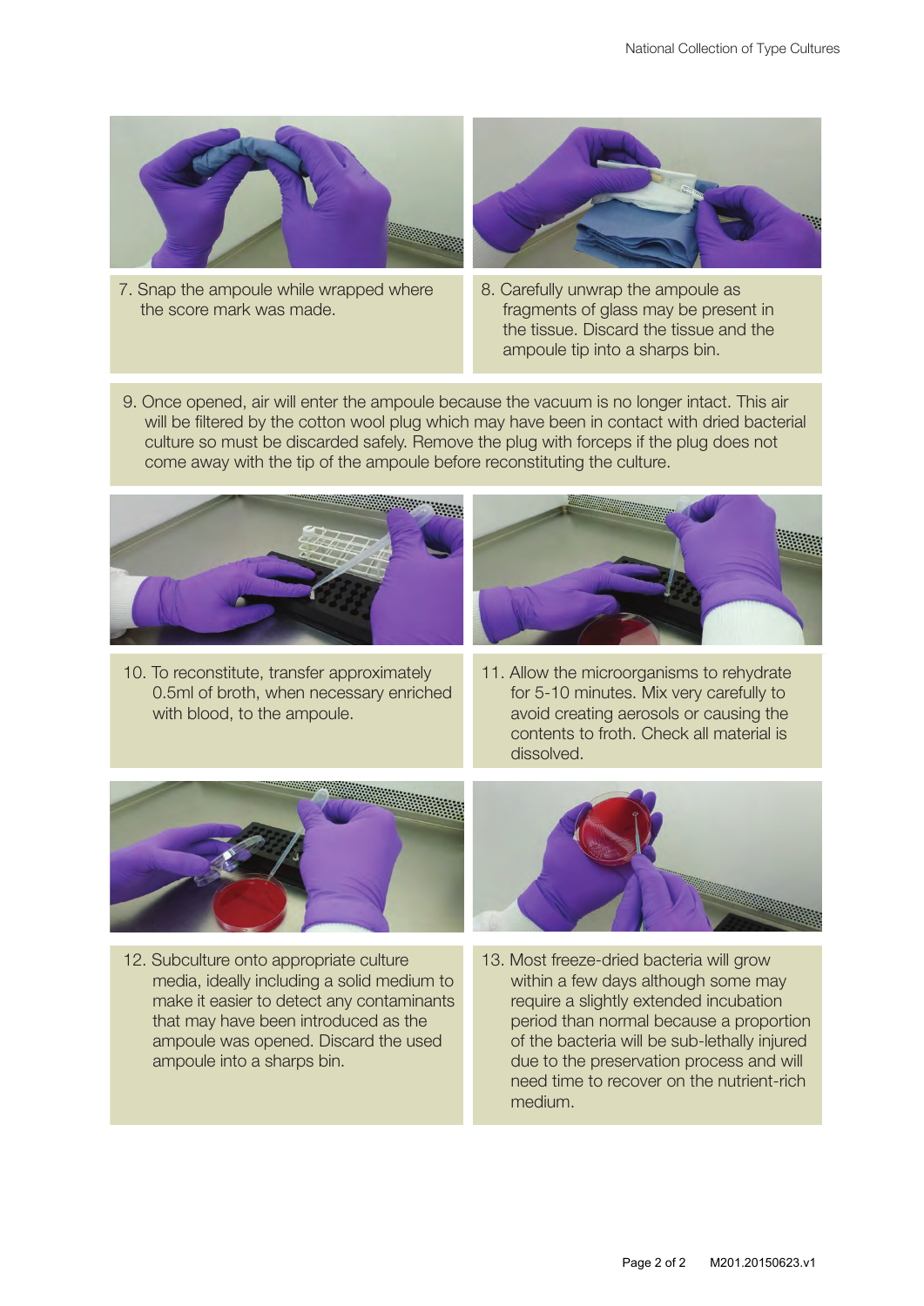7. Snap the ampoule while wrapped where the score mark was made.

8. Carefully unwrap the ampoule as fragments of glass may be present in the tissue. Discard the tissue and the ampoule tip into a sharps bin.

9. Once opened, air will enter the ampoule because the vacuum is no longer intact. This air will be filtered by the cotton wool plug which may have been in contact with dried bacterial culture so must be discarded safely. Remove the plug with forceps if the plug does not come away with the tip of the ampoule before reconstituting the culture.

10. To reconstitute, transfer approximately 0.5ml of broth, when necessary enriched with blood, to the ampoule.

11. Allow the microorganisms to rehydrate for 5-10 minutes. Mix very carefully to avoid creating aerosols or causing the contents to froth. Check all material is dissolved.

12. Subculture onto appropriate culture media, ideally including a solid medium to make it easier to detect any contaminants that may have been introduced as the ampoule was opened. Discard the used ampoule into a sharps bin.

13. Most freeze-dried bacteria will grow within a few days although some may require a slightly extended incubation period than normal because a proportion of the bacteria will be sub-lethally injured due to the preservation process and will need time to recover on the nutrient-rich medium.

M201.20150623.v1